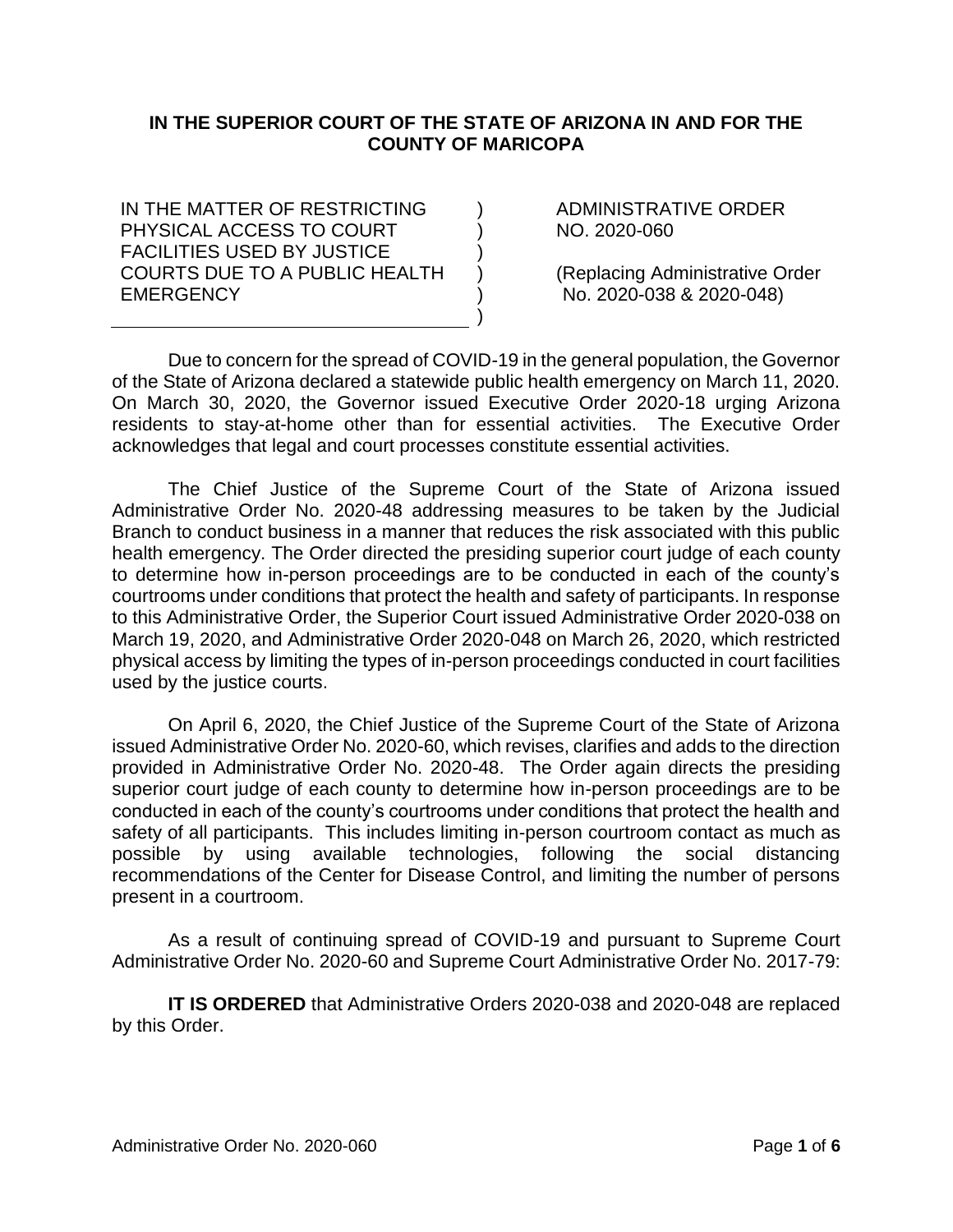**IN THE SUPERIOR COURT OF THE STATE OF ARIZONA IN AND FOR THE COUNTY OF MARICOPA**

| | | |
|---|---|---|
| IN THE MATTER OF RESTRICTING PHYSICAL ACCESS TO COURT FACILITIES USED BY JUSTICE COURTS DUE TO A PUBLIC HEALTH EMERGENCY | ) ) ) ) ) ) | ADMINISTRATIVE ORDER NO. 2020-060<br><br>(Replacing Administrative Order No. 2020-038 & 2020-048) |

Due to concern for the spread of COVID-19 in the general population, the Governor of the State of Arizona declared a statewide public health emergency on March 11, 2020. On March 30, 2020, the Governor issued Executive Order 2020-18 urging Arizona residents to stay-at-home other than for essential activities. The Executive Order acknowledges that legal and court processes constitute essential activities.

The Chief Justice of the Supreme Court of the State of Arizona issued Administrative Order No. 2020-48 addressing measures to be taken by the Judicial Branch to conduct business in a manner that reduces the risk associated with this public health emergency. The Order directed the presiding superior court judge of each county to determine how in-person proceedings are to be conducted in each of the county's courtrooms under conditions that protect the health and safety of participants. In response to this Administrative Order, the Superior Court issued Administrative Order 2020-038 on March 19, 2020, and Administrative Order 2020-048 on March 26, 2020, which restricted physical access by limiting the types of in-person proceedings conducted in court facilities used by the justice courts.

On April 6, 2020, the Chief Justice of the Supreme Court of the State of Arizona issued Administrative Order No. 2020-60, which revises, clarifies and adds to the direction provided in Administrative Order No. 2020-48. The Order again directs the presiding superior court judge of each county to determine how in-person proceedings are to be conducted in each of the county's courtrooms under conditions that protect the health and safety of all participants. This includes limiting in-person courtroom contact as much as possible by using available technologies, following the social distancing recommendations of the Center for Disease Control, and limiting the number of persons present in a courtroom.

As a result of continuing spread of COVID-19 and pursuant to Supreme Court Administrative Order No. 2020-60 and Supreme Court Administrative Order No. 2017-79:

**IT IS ORDERED** that Administrative Orders 2020-038 and 2020-048 are replaced by this Order.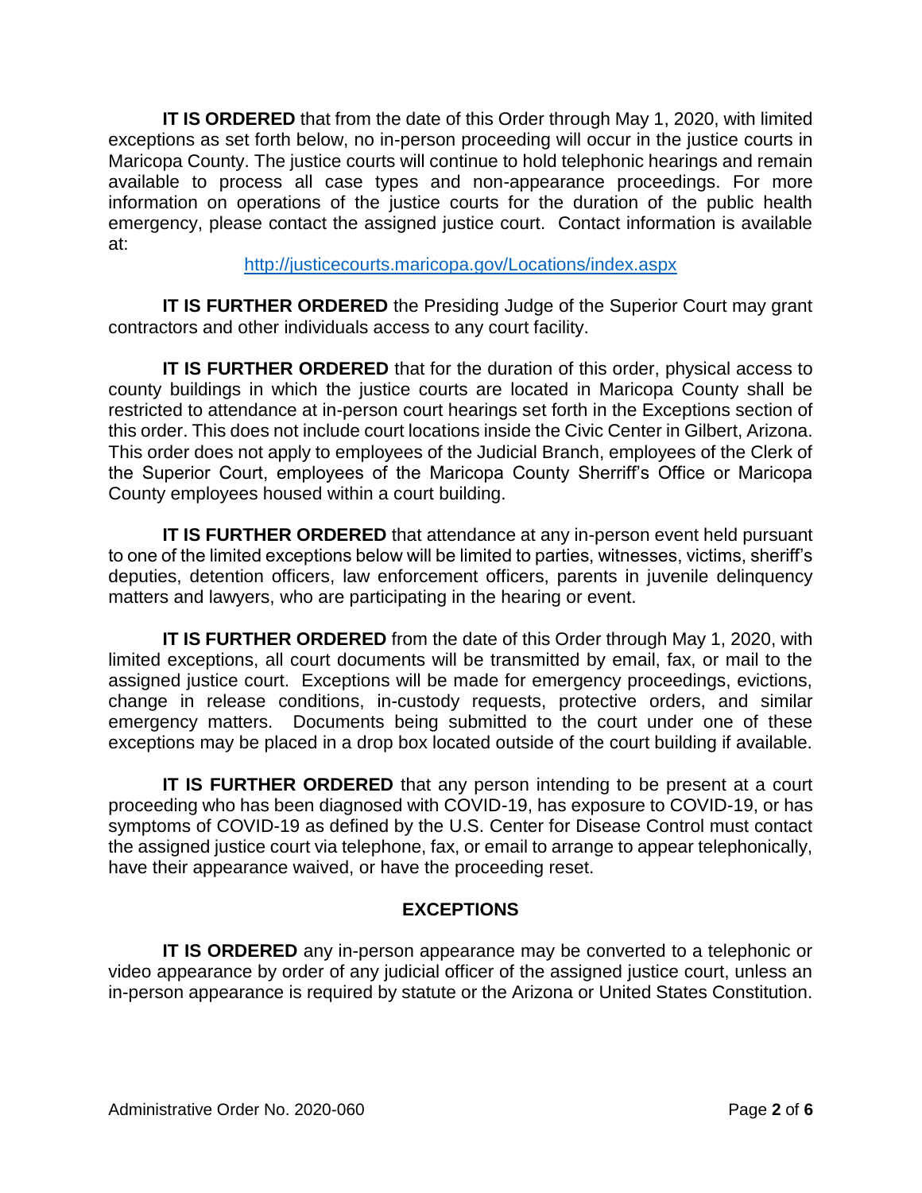**IT IS ORDERED** that from the date of this Order through May 1, 2020, with limited exceptions as set forth below, no in-person proceeding will occur in the justice courts in Maricopa County. The justice courts will continue to hold telephonic hearings and remain available to process all case types and non-appearance proceedings. For more information on operations of the justice courts for the duration of the public health emergency, please contact the assigned justice court. Contact information is available at:

http://justicecourts.maricopa.gov/Locations/index.aspx

**IT IS FURTHER ORDERED** the Presiding Judge of the Superior Court may grant contractors and other individuals access to any court facility.

**IT IS FURTHER ORDERED** that for the duration of this order, physical access to county buildings in which the justice courts are located in Maricopa County shall be restricted to attendance at in-person court hearings set forth in the Exceptions section of this order. This does not include court locations inside the Civic Center in Gilbert, Arizona. This order does not apply to employees of the Judicial Branch, employees of the Clerk of the Superior Court, employees of the Maricopa County Sherriff's Office or Maricopa County employees housed within a court building.

**IT IS FURTHER ORDERED** that attendance at any in-person event held pursuant to one of the limited exceptions below will be limited to parties, witnesses, victims, sheriff's deputies, detention officers, law enforcement officers, parents in juvenile delinquency matters and lawyers, who are participating in the hearing or event.

**IT IS FURTHER ORDERED** from the date of this Order through May 1, 2020, with limited exceptions, all court documents will be transmitted by email, fax, or mail to the assigned justice court. Exceptions will be made for emergency proceedings, evictions, change in release conditions, in-custody requests, protective orders, and similar emergency matters. Documents being submitted to the court under one of these exceptions may be placed in a drop box located outside of the court building if available.

**IT IS FURTHER ORDERED** that any person intending to be present at a court proceeding who has been diagnosed with COVID-19, has exposure to COVID-19, or has symptoms of COVID-19 as defined by the U.S. Center for Disease Control must contact the assigned justice court via telephone, fax, or email to arrange to appear telephonically, have their appearance waived, or have the proceeding reset.

## EXCEPTIONS

**IT IS ORDERED** any in-person appearance may be converted to a telephonic or video appearance by order of any judicial officer of the assigned justice court, unless an in-person appearance is required by statute or the Arizona or United States Constitution.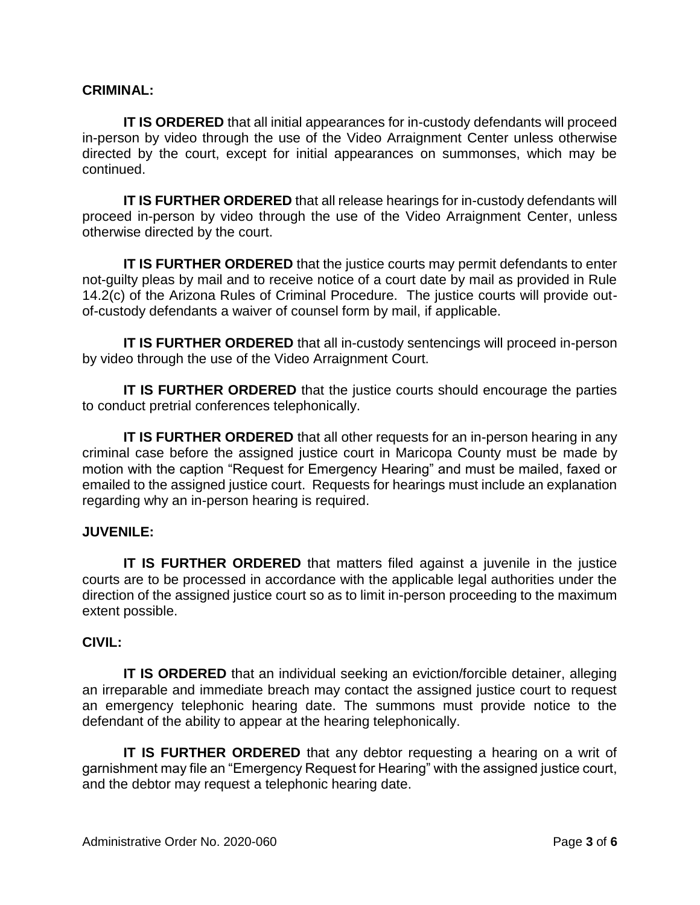**CRIMINAL:**

**IT IS ORDERED** that all initial appearances for in-custody defendants will proceed in-person by video through the use of the Video Arraignment Center unless otherwise directed by the court, except for initial appearances on summonses, which may be continued.

**IT IS FURTHER ORDERED** that all release hearings for in-custody defendants will proceed in-person by video through the use of the Video Arraignment Center, unless otherwise directed by the court.

**IT IS FURTHER ORDERED** that the justice courts may permit defendants to enter not-guilty pleas by mail and to receive notice of a court date by mail as provided in Rule 14.2(c) of the Arizona Rules of Criminal Procedure. The justice courts will provide out-of-custody defendants a waiver of counsel form by mail, if applicable.

**IT IS FURTHER ORDERED** that all in-custody sentencings will proceed in-person by video through the use of the Video Arraignment Court.

**IT IS FURTHER ORDERED** that the justice courts should encourage the parties to conduct pretrial conferences telephonically.

**IT IS FURTHER ORDERED** that all other requests for an in-person hearing in any criminal case before the assigned justice court in Maricopa County must be made by motion with the caption "Request for Emergency Hearing" and must be mailed, faxed or emailed to the assigned justice court. Requests for hearings must include an explanation regarding why an in-person hearing is required.

**JUVENILE:**

**IT IS FURTHER ORDERED** that matters filed against a juvenile in the justice courts are to be processed in accordance with the applicable legal authorities under the direction of the assigned justice court so as to limit in-person proceeding to the maximum extent possible.

**CIVIL:**

**IT IS ORDERED** that an individual seeking an eviction/forcible detainer, alleging an irreparable and immediate breach may contact the assigned justice court to request an emergency telephonic hearing date. The summons must provide notice to the defendant of the ability to appear at the hearing telephonically.

**IT IS FURTHER ORDERED** that any debtor requesting a hearing on a writ of garnishment may file an "Emergency Request for Hearing" with the assigned justice court, and the debtor may request a telephonic hearing date.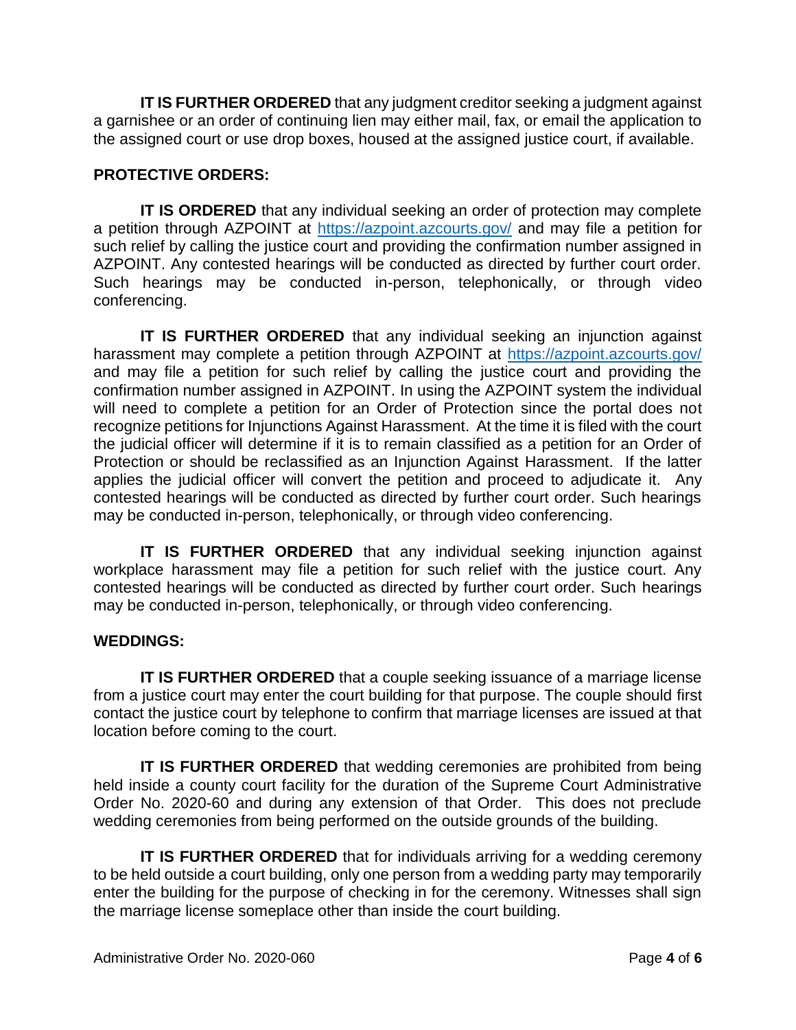**IT IS FURTHER ORDERED** that any judgment creditor seeking a judgment against a garnishee or an order of continuing lien may either mail, fax, or email the application to the assigned court or use drop boxes, housed at the assigned justice court, if available.

**PROTECTIVE ORDERS:**

**IT IS ORDERED** that any individual seeking an order of protection may complete a petition through AZPOINT at https://azpoint.azcourts.gov/ and may file a petition for such relief by calling the justice court and providing the confirmation number assigned in AZPOINT. Any contested hearings will be conducted as directed by further court order. Such hearings may be conducted in-person, telephonically, or through video conferencing.

**IT IS FURTHER ORDERED** that any individual seeking an injunction against harassment may complete a petition through AZPOINT at https://azpoint.azcourts.gov/ and may file a petition for such relief by calling the justice court and providing the confirmation number assigned in AZPOINT. In using the AZPOINT system the individual will need to complete a petition for an Order of Protection since the portal does not recognize petitions for Injunctions Against Harassment. At the time it is filed with the court the judicial officer will determine if it is to remain classified as a petition for an Order of Protection or should be reclassified as an Injunction Against Harassment. If the latter applies the judicial officer will convert the petition and proceed to adjudicate it. Any contested hearings will be conducted as directed by further court order. Such hearings may be conducted in-person, telephonically, or through video conferencing.

**IT IS FURTHER ORDERED** that any individual seeking injunction against workplace harassment may file a petition for such relief with the justice court. Any contested hearings will be conducted as directed by further court order. Such hearings may be conducted in-person, telephonically, or through video conferencing.

**WEDDINGS:**

**IT IS FURTHER ORDERED** that a couple seeking issuance of a marriage license from a justice court may enter the court building for that purpose. The couple should first contact the justice court by telephone to confirm that marriage licenses are issued at that location before coming to the court.

**IT IS FURTHER ORDERED** that wedding ceremonies are prohibited from being held inside a county court facility for the duration of the Supreme Court Administrative Order No. 2020-60 and during any extension of that Order. This does not preclude wedding ceremonies from being performed on the outside grounds of the building.

**IT IS FURTHER ORDERED** that for individuals arriving for a wedding ceremony to be held outside a court building, only one person from a wedding party may temporarily enter the building for the purpose of checking in for the ceremony. Witnesses shall sign the marriage license someplace other than inside the court building.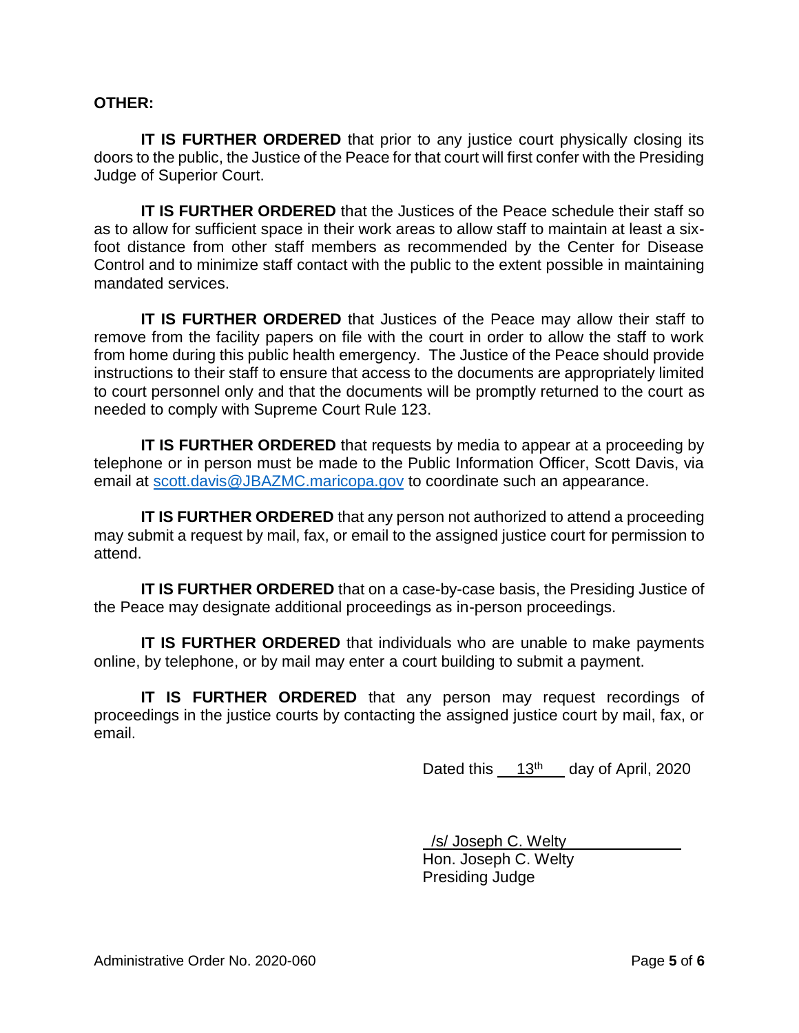**OTHER:**

**IT IS FURTHER ORDERED** that prior to any justice court physically closing its doors to the public, the Justice of the Peace for that court will first confer with the Presiding Judge of Superior Court.

**IT IS FURTHER ORDERED** that the Justices of the Peace schedule their staff so as to allow for sufficient space in their work areas to allow staff to maintain at least a six-foot distance from other staff members as recommended by the Center for Disease Control and to minimize staff contact with the public to the extent possible in maintaining mandated services.

**IT IS FURTHER ORDERED** that Justices of the Peace may allow their staff to remove from the facility papers on file with the court in order to allow the staff to work from home during this public health emergency. The Justice of the Peace should provide instructions to their staff to ensure that access to the documents are appropriately limited to court personnel only and that the documents will be promptly returned to the court as needed to comply with Supreme Court Rule 123.

**IT IS FURTHER ORDERED** that requests by media to appear at a proceeding by telephone or in person must be made to the Public Information Officer, Scott Davis, via email at scott.davis@JBAZMC.maricopa.gov to coordinate such an appearance.

**IT IS FURTHER ORDERED** that any person not authorized to attend a proceeding may submit a request by mail, fax, or email to the assigned justice court for permission to attend.

**IT IS FURTHER ORDERED** that on a case-by-case basis, the Presiding Justice of the Peace may designate additional proceedings as in-person proceedings.

**IT IS FURTHER ORDERED** that individuals who are unable to make payments online, by telephone, or by mail may enter a court building to submit a payment.

**IT IS FURTHER ORDERED** that any person may request recordings of proceedings in the justice courts by contacting the assigned justice court by mail, fax, or email.

Dated this 13th day of April, 2020

/s/ Joseph C. Welty
Hon. Joseph C. Welty
Presiding Judge

Administrative Order No. 2020-060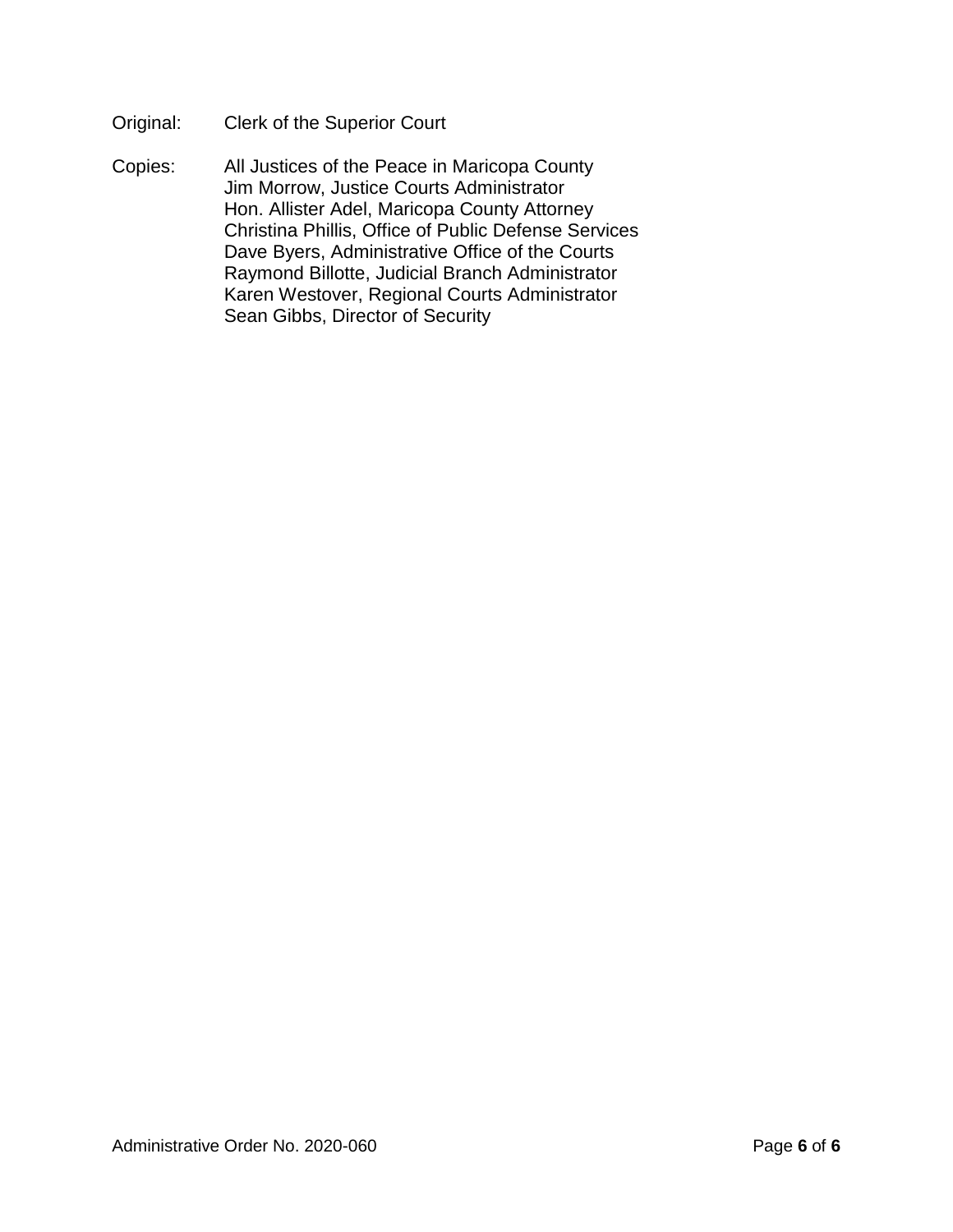Original: Clerk of the Superior Court

Copies: All Justices of the Peace in Maricopa County
Jim Morrow, Justice Courts Administrator
Hon. Allister Adel, Maricopa County Attorney
Christina Phillis, Office of Public Defense Services
Dave Byers, Administrative Office of the Courts
Raymond Billotte, Judicial Branch Administrator
Karen Westover, Regional Courts Administrator
Sean Gibbs, Director of Security